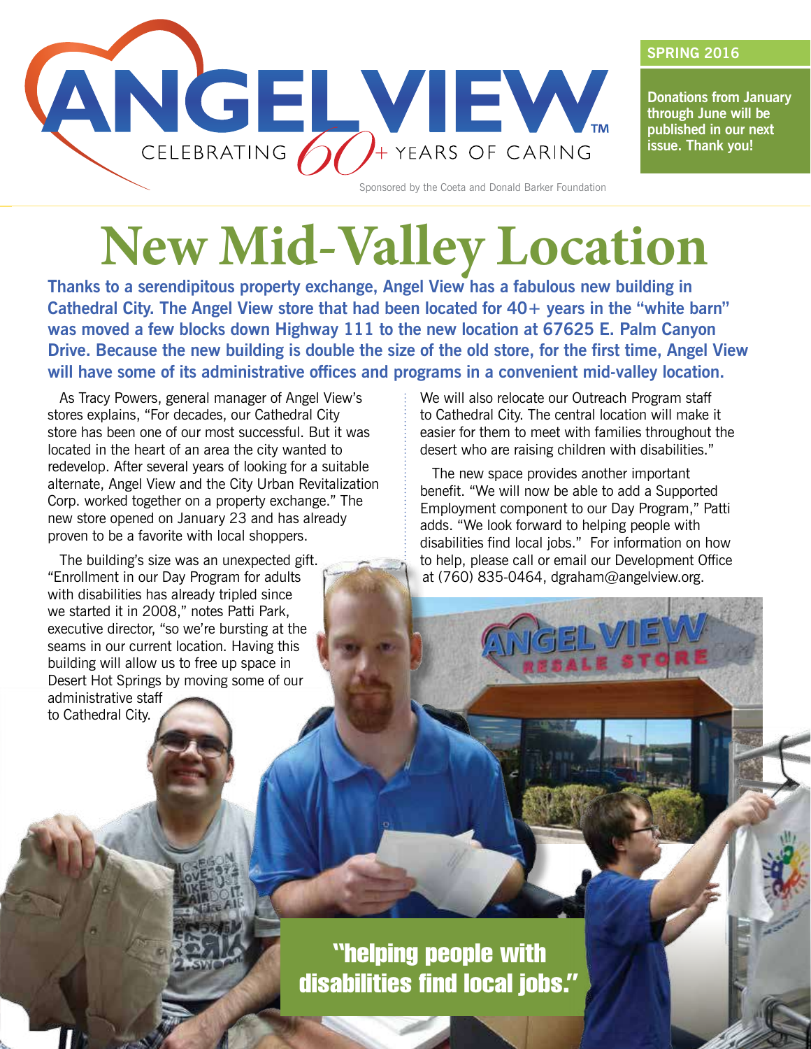# ANGEL VIEW

CELEBRATING 60+ YEARS OF CARING

Sponsored by the Coeta and Donald Barker Foundation

**SPRING 2016**

**Donations from January through June will be published in our next issue. Thank you!**

# New Mid-Valley Location

**Thanks to a serendipitous property exchange, Angel View has a fabulous new building in Cathedral City. The Angel View store that had been located for 40+ years in the "white barn" was moved a few blocks down Highway 111 to the new location at 67625 E. Palm Canyon Drive. Because the new building is double the size of the old store, for the first time, Angel View will have some of its administrative offices and programs in a convenient mid-valley location.**

As Tracy Powers, general manager of Angel View's stores explains, "For decades, our Cathedral City store has been one of our most successful. But it was located in the heart of an area the city wanted to redevelop. After several years of looking for a suitable alternate, Angel View and the City Urban Revitalization Corp. worked together on a property exchange." The new store opened on January 23 and has already proven to be a favorite with local shoppers.

The building's size was an unexpected gift. "Enrollment in our Day Program for adults with disabilities has already tripled since we started it in 2008," notes Patti Park, executive director, "so we're bursting at the seams in our current location. Having this building will allow us to free up space in Desert Hot Springs by moving some of our administrative staff to Cathedral City. We will also relocate our Outreach Program staff to Cathedral City. The central location will make it easier for them to meet with families throughout the desert who are raising children with disabilities."

The new space provides another important benefit. "We will now be able to add a Supported Employment component to our Day Program," Patti adds. "We look forward to helping people with disabilities find local jobs." For information on how to help, please call or email our Development Office at (760) 835-0464, dgraham@angelview.org.

**"helping people with disabilities find local jobs."**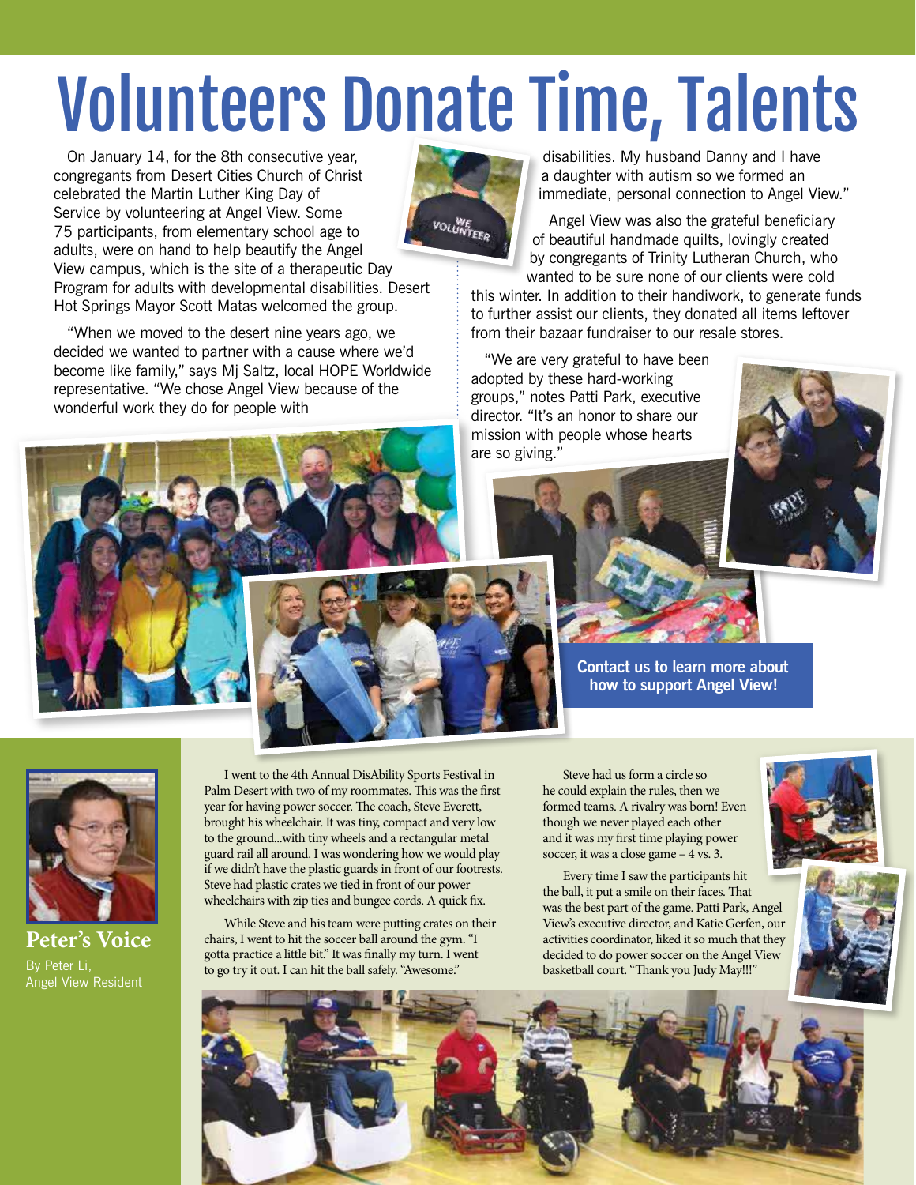# Volunteers Donate Time, Talents

On January 14, for the 8th consecutive year, congregants from Desert Cities Church of Christ celebrated the Martin Luther King Day of Service by volunteering at Angel View. Some 75 participants, from elementary school age to adults, were on hand to help beautify the Angel View campus, which is the site of a therapeutic Day Program for adults with developmental disabilities. Desert Hot Springs Mayor Scott Matas welcomed the group.

"When we moved to the desert nine years ago, we decided we wanted to partner with a cause where we'd become like family," says Mj Saltz, local HOPE Worldwide representative. "We chose Angel View because of the wonderful work they do for people with disabilities. My husband Danny and I have a daughter with autism so we formed an immediate, personal connection to Angel View."

Angel View was also the grateful beneficiary of beautiful handmade quilts, lovingly created by congregants of Trinity Lutheran Church, who wanted to be sure none of our clients were cold this winter. In addition to their handiwork, to generate funds to further assist our clients, they donated all items leftover from their bazaar fundraiser to our resale stores.

"We are very grateful to have been adopted by these hard-working groups," notes Patti Park, executive director. "It's an honor to share our mission with people whose hearts are so giving."

**Contact us to learn more about how to support Angel View!**

## Peter's Voice

By Peter Li, Angel View Resident

I went to the 4th Annual DisAbility Sports Festival in Palm Desert with two of my roommates. This was the first year for having power soccer. The coach, Steve Everett, brought his wheelchair. It was tiny, compact and very low to the ground...with tiny wheels and a rectangular metal guard rail all around. I was wondering how we would play if we didn't have the plastic guards in front of our footrests. Steve had plastic crates we tied in front of our power wheelchairs with zip ties and bungee cords. A quick fix.

While Steve and his team were putting crates on their chairs, I went to hit the soccer ball around the gym. "I gotta practice a little bit." It was finally my turn. I went to go try it out. I can hit the ball safely. "Awesome."

Steve had us form a circle so he could explain the rules, then we formed teams. A rivalry was born! Even though we never played each other and it was my first time playing power soccer, it was a close game – 4 vs. 3.

Every time I saw the participants hit the ball, it put a smile on their faces. That was the best part of the game. Patti Park, Angel View's executive director, and Katie Gerfen, our activities coordinator, liked it so much that they decided to do power soccer on the Angel View basketball court. "Thank you Judy May!!!"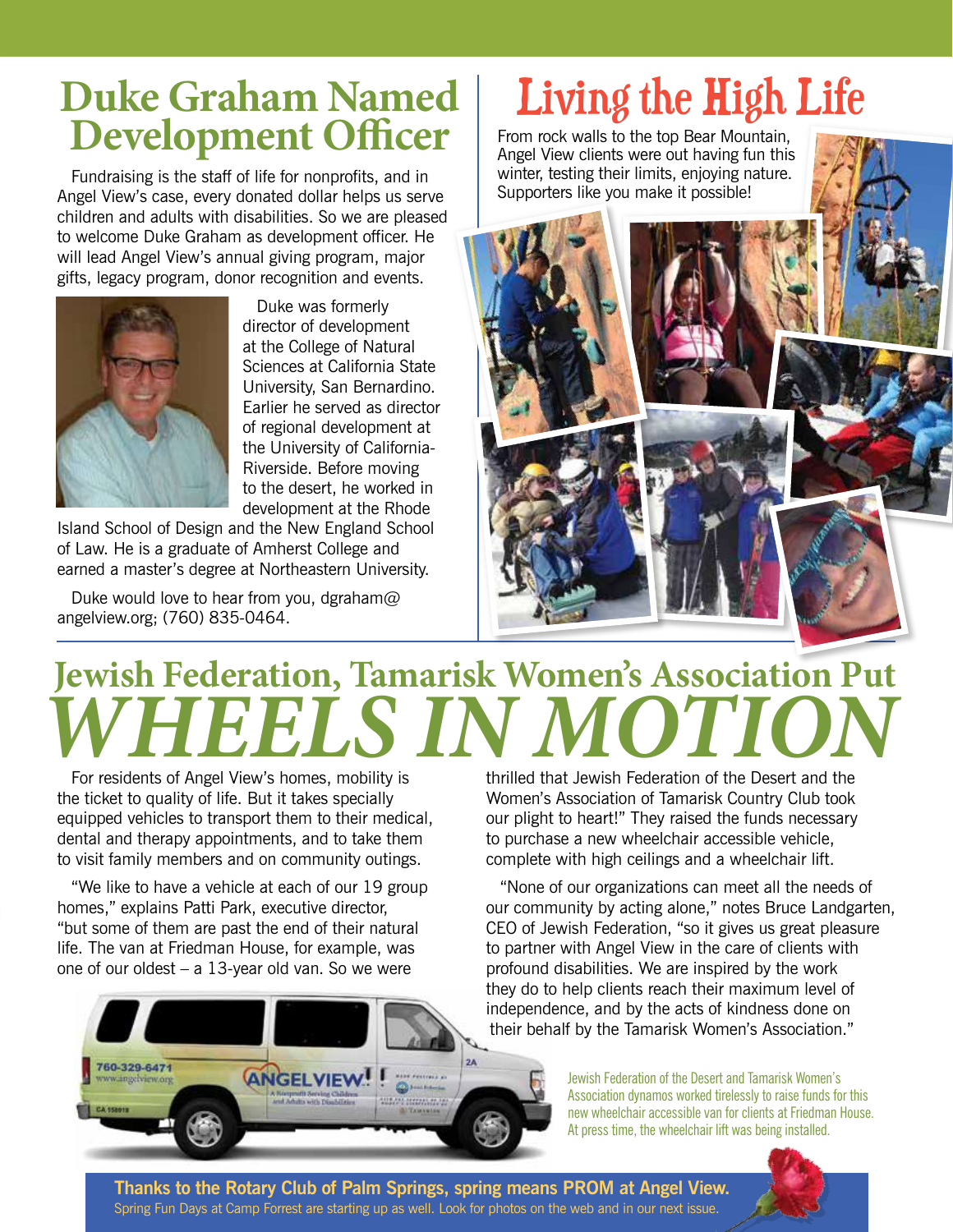# Duke Graham Named Development Officer

Fundraising is the staff of life for nonprofits, and in Angel View's case, every donated dollar helps us serve children and adults with disabilities. So we are pleased to welcome Duke Graham as development officer. He will lead Angel View's annual giving program, major gifts, legacy program, donor recognition and events.

Duke was formerly director of development at the College of Natural Sciences at California State University, San Bernardino. Earlier he served as director of regional development at the University of California-Riverside. Before moving to the desert, he worked in development at the Rhode Island School of Design and the New England School of Law. He is a graduate of Amherst College and earned a master's degree at Northeastern University.

Duke would love to hear from you, dgraham@angelview.org; (760) 835-0464.

# Living the High Life

From rock walls to the top Bear Mountain, Angel View clients were out having fun this winter, testing their limits, enjoying nature. Supporters like you make it possible!

# Jewish Federation, Tamarisk Women's Association Put *WHEELS IN MOTION*

For residents of Angel View's homes, mobility is the ticket to quality of life. But it takes specially equipped vehicles to transport them to their medical, dental and therapy appointments, and to take them to visit family members and on community outings.

"We like to have a vehicle at each of our 19 group homes," explains Patti Park, executive director, "but some of them are past the end of their natural life. The van at Friedman House, for example, was one of our oldest – a 13-year old van. So we were thrilled that Jewish Federation of the Desert and the Women's Association of Tamarisk Country Club took our plight to heart!" They raised the funds necessary to purchase a new wheelchair accessible vehicle, complete with high ceilings and a wheelchair lift.

"None of our organizations can meet all the needs of our community by acting alone," notes Bruce Landgarten, CEO of Jewish Federation, "so it gives us great pleasure to partner with Angel View in the care of clients with profound disabilities. We are inspired by the work they do to help clients reach their maximum level of independence, and by the acts of kindness done on their behalf by the Tamarisk Women's Association."

Jewish Federation of the Desert and Tamarisk Women's Association dynamos worked tirelessly to raise funds for this new wheelchair accessible van for clients at Friedman House. At press time, the wheelchair lift was being installed.

**Thanks to the Rotary Club of Palm Springs, spring means PROM at Angel View.**

Spring Fun Days at Camp Forrest are starting up as well. Look for photos on the web and in our next issue.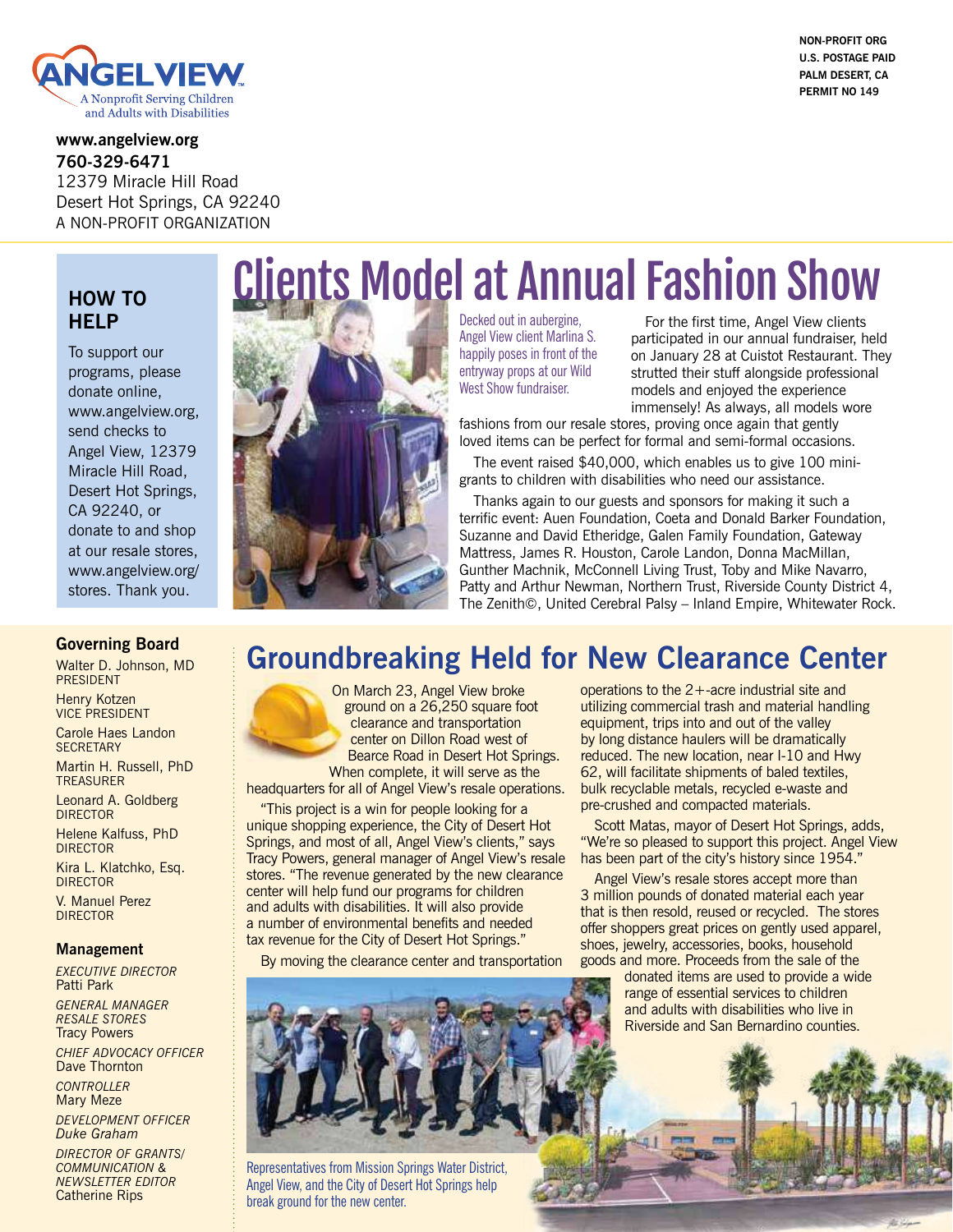ANGELVIEW
A Nonprofit Serving Children and Adults with Disabilities

**www.angelview.org**
**760-329-6471**
12379 Miracle Hill Road
Desert Hot Springs, CA 92240
A NON-PROFIT ORGANIZATION

NON-PROFIT ORG
U.S. POSTAGE PAID
PALM DESERT, CA
PERMIT NO 149

## HOW TO HELP

To support our programs, please donate online, www.angelview.org, send checks to Angel View, 12379 Miracle Hill Road, Desert Hot Springs, CA 92240, or donate to and shop at our resale stores, www.angelview.org/stores. Thank you.

# Clients Model at Annual Fashion Show

Decked out in aubergine, Angel View client Marlina S. happily poses in front of the entryway props at our Wild West Show fundraiser.

For the first time, Angel View clients participated in our annual fundraiser, held on January 28 at Cuistot Restaurant. They strutted their stuff alongside professional models and enjoyed the experience immensely! As always, all models wore fashions from our resale stores, proving once again that gently loved items can be perfect for formal and semi-formal occasions.

The event raised $40,000, which enables us to give 100 mini-grants to children with disabilities who need our assistance.

Thanks again to our guests and sponsors for making it such a terrific event: Auen Foundation, Coeta and Donald Barker Foundation, Suzanne and David Etheridge, Galen Family Foundation, Gateway Mattress, James R. Houston, Carole Landon, Donna MacMillan, Gunther Machnik, McConnell Living Trust, Toby and Mike Navarro, Patty and Arthur Newman, Northern Trust, Riverside County District 4, The Zenith©, United Cerebral Palsy – Inland Empire, Whitewater Rock.

### Governing Board

Walter D. Johnson, MD
PRESIDENT

Henry Kotzen
VICE PRESIDENT

Carole Haes Landon
SECRETARY

Martin H. Russell, PhD
TREASURER

Leonard A. Goldberg
DIRECTOR

Helene Kalfuss, PhD
DIRECTOR

Kira L. Klatchko, Esq.
DIRECTOR

V. Manuel Perez
DIRECTOR

### Management

*EXECUTIVE DIRECTOR*
Patti Park

*GENERAL MANAGER RESALE STORES*
Tracy Powers

*CHIEF ADVOCACY OFFICER*
Dave Thornton

*CONTROLLER*
Mary Meze

*DEVELOPMENT OFFICER*
*Duke Graham*

*DIRECTOR OF GRANTS/ COMMUNICATION & NEWSLETTER EDITOR*
Catherine Rips

## Groundbreaking Held for New Clearance Center

On March 23, Angel View broke ground on a 26,250 square foot clearance and transportation center on Dillon Road west of Bearce Road in Desert Hot Springs. When complete, it will serve as the headquarters for all of Angel View's resale operations.

"This project is a win for people looking for a unique shopping experience, the City of Desert Hot Springs, and most of all, Angel View's clients," says Tracy Powers, general manager of Angel View's resale stores. "The revenue generated by the new clearance center will help fund our programs for children and adults with disabilities. It will also provide a number of environmental benefits and needed tax revenue for the City of Desert Hot Springs."

By moving the clearance center and transportation operations to the 2+-acre industrial site and utilizing commercial trash and material handling equipment, trips into and out of the valley by long distance haulers will be dramatically reduced. The new location, near I-10 and Hwy 62, will facilitate shipments of baled textiles, bulk recyclable metals, recycled e-waste and pre-crushed and compacted materials.

Scott Matas, mayor of Desert Hot Springs, adds, "We're so pleased to support this project. Angel View has been part of the city's history since 1954."

Angel View's resale stores accept more than 3 million pounds of donated material each year that is then resold, reused or recycled. The stores offer shoppers great prices on gently used apparel, shoes, jewelry, accessories, books, household goods and more. Proceeds from the sale of the donated items are used to provide a wide range of essential services to children and adults with disabilities who live in Riverside and San Bernardino counties.

Representatives from Mission Springs Water District, Angel View, and the City of Desert Hot Springs help break ground for the new center.